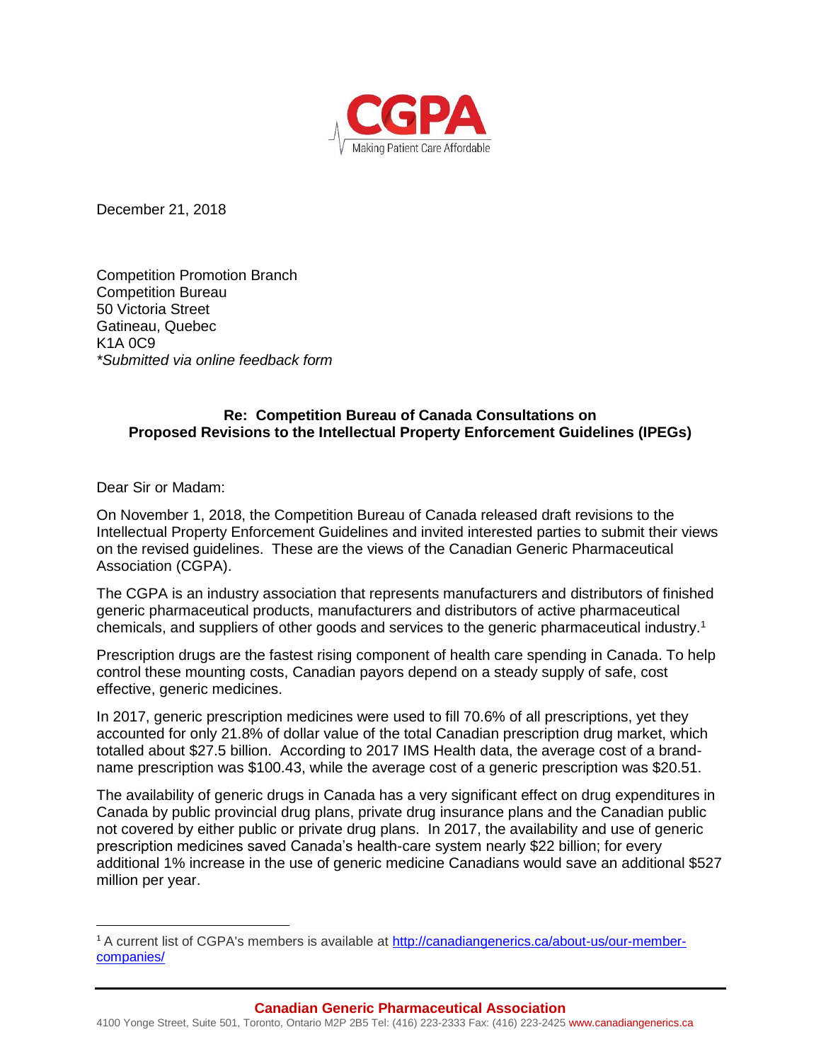CGPA

Making Patient Care Affordable

December 21, 2018

Competition Promotion Branch
Competition Bureau
50 Victoria Street
Gatineau, Quebec
K1A 0C9
*Submitted via online feedback form*

**Re: Competition Bureau of Canada Consultations on Proposed Revisions to the Intellectual Property Enforcement Guidelines (IPEGs)**

Dear Sir or Madam:

On November 1, 2018, the Competition Bureau of Canada released draft revisions to the Intellectual Property Enforcement Guidelines and invited interested parties to submit their views on the revised guidelines. These are the views of the Canadian Generic Pharmaceutical Association (CGPA).

The CGPA is an industry association that represents manufacturers and distributors of finished generic pharmaceutical products, manufacturers and distributors of active pharmaceutical chemicals, and suppliers of other goods and services to the generic pharmaceutical industry.[1]

Prescription drugs are the fastest rising component of health care spending in Canada. To help control these mounting costs, Canadian payors depend on a steady supply of safe, cost effective, generic medicines.

In 2017, generic prescription medicines were used to fill 70.6% of all prescriptions, yet they accounted for only 21.8% of dollar value of the total Canadian prescription drug market, which totalled about $27.5 billion. According to 2017 IMS Health data, the average cost of a brand-name prescription was $100.43, while the average cost of a generic prescription was $20.51.

The availability of generic drugs in Canada has a very significant effect on drug expenditures in Canada by public provincial drug plans, private drug insurance plans and the Canadian public not covered by either public or private drug plans. In 2017, the availability and use of generic prescription medicines saved Canada's health-care system nearly $22 billion; for every additional 1% increase in the use of generic medicine Canadians would save an additional $527 million per year.

[1] A current list of CGPA's members is available at http://canadiangenerics.ca/about-us/our-member-companies/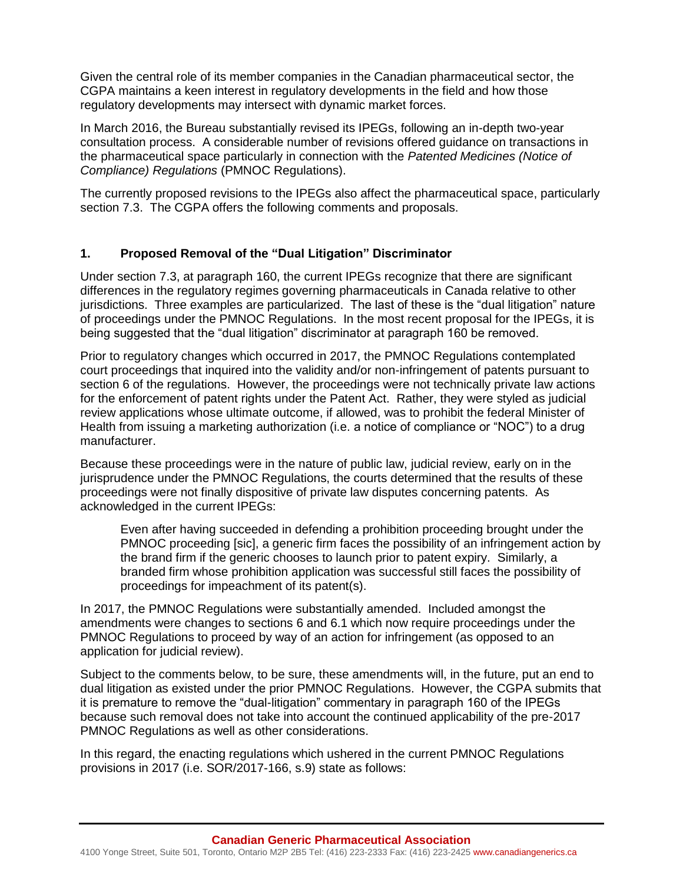Given the central role of its member companies in the Canadian pharmaceutical sector, the CGPA maintains a keen interest in regulatory developments in the field and how those regulatory developments may intersect with dynamic market forces.

In March 2016, the Bureau substantially revised its IPEGs, following an in-depth two-year consultation process. A considerable number of revisions offered guidance on transactions in the pharmaceutical space particularly in connection with the *Patented Medicines (Notice of Compliance) Regulations* (PMNOC Regulations).

The currently proposed revisions to the IPEGs also affect the pharmaceutical space, particularly section 7.3. The CGPA offers the following comments and proposals.

## 1. Proposed Removal of the "Dual Litigation" Discriminator

Under section 7.3, at paragraph 160, the current IPEGs recognize that there are significant differences in the regulatory regimes governing pharmaceuticals in Canada relative to other jurisdictions. Three examples are particularized. The last of these is the "dual litigation" nature of proceedings under the PMNOC Regulations. In the most recent proposal for the IPEGs, it is being suggested that the "dual litigation" discriminator at paragraph 160 be removed.

Prior to regulatory changes which occurred in 2017, the PMNOC Regulations contemplated court proceedings that inquired into the validity and/or non-infringement of patents pursuant to section 6 of the regulations. However, the proceedings were not technically private law actions for the enforcement of patent rights under the Patent Act. Rather, they were styled as judicial review applications whose ultimate outcome, if allowed, was to prohibit the federal Minister of Health from issuing a marketing authorization (i.e. a notice of compliance or "NOC") to a drug manufacturer.

Because these proceedings were in the nature of public law, judicial review, early on in the jurisprudence under the PMNOC Regulations, the courts determined that the results of these proceedings were not finally dispositive of private law disputes concerning patents. As acknowledged in the current IPEGs:

> Even after having succeeded in defending a prohibition proceeding brought under the PMNOC proceeding [sic], a generic firm faces the possibility of an infringement action by the brand firm if the generic chooses to launch prior to patent expiry. Similarly, a branded firm whose prohibition application was successful still faces the possibility of proceedings for impeachment of its patent(s).

In 2017, the PMNOC Regulations were substantially amended. Included amongst the amendments were changes to sections 6 and 6.1 which now require proceedings under the PMNOC Regulations to proceed by way of an action for infringement (as opposed to an application for judicial review).

Subject to the comments below, to be sure, these amendments will, in the future, put an end to dual litigation as existed under the prior PMNOC Regulations. However, the CGPA submits that it is premature to remove the "dual-litigation" commentary in paragraph 160 of the IPEGs because such removal does not take into account the continued applicability of the pre-2017 PMNOC Regulations as well as other considerations.

In this regard, the enacting regulations which ushered in the current PMNOC Regulations provisions in 2017 (i.e. SOR/2017-166, s.9) state as follows: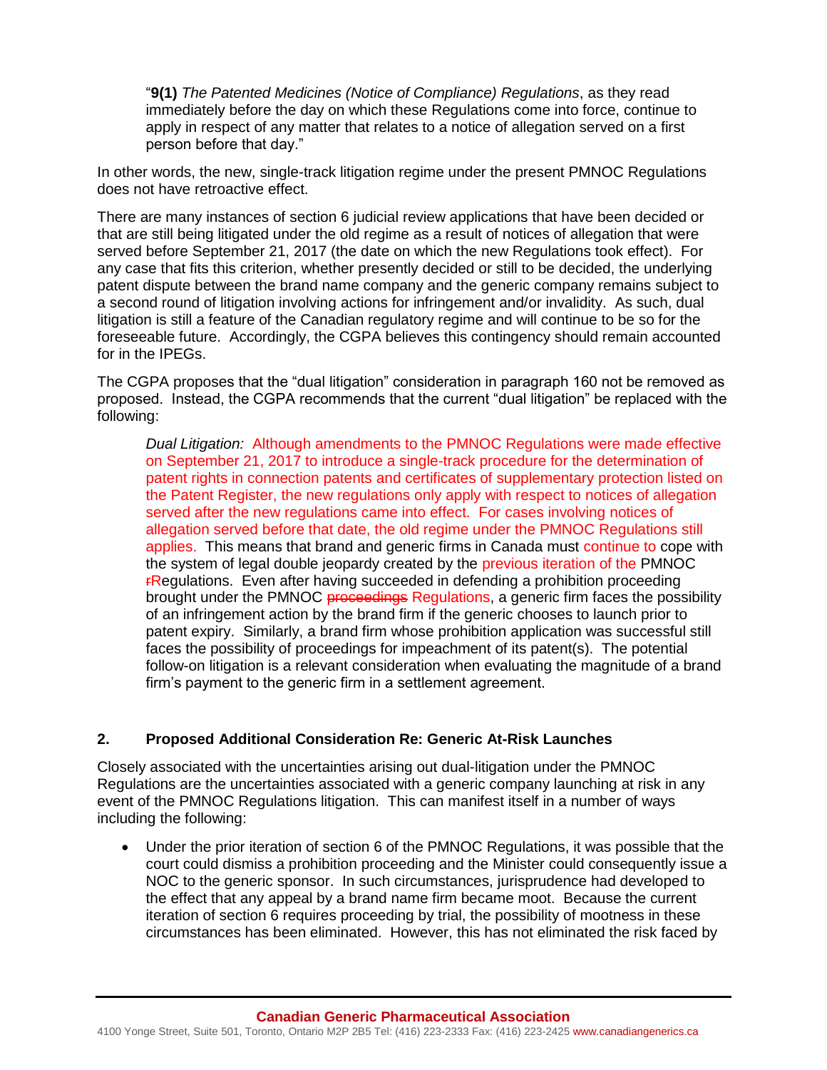> "**9(1)** *The Patented Medicines (Notice of Compliance) Regulations*, as they read immediately before the day on which these Regulations come into force, continue to apply in respect of any matter that relates to a notice of allegation served on a first person before that day."

In other words, the new, single-track litigation regime under the present PMNOC Regulations does not have retroactive effect.

There are many instances of section 6 judicial review applications that have been decided or that are still being litigated under the old regime as a result of notices of allegation that were served before September 21, 2017 (the date on which the new Regulations took effect). For any case that fits this criterion, whether presently decided or still to be decided, the underlying patent dispute between the brand name company and the generic company remains subject to a second round of litigation involving actions for infringement and/or invalidity. As such, dual litigation is still a feature of the Canadian regulatory regime and will continue to be so for the foreseeable future. Accordingly, the CGPA believes this contingency should remain accounted for in the IPEGs.

The CGPA proposes that the "dual litigation" consideration in paragraph 160 not be removed as proposed. Instead, the CGPA recommends that the current "dual litigation" be replaced with the following:

> *Dual Litigation:* Although amendments to the PMNOC Regulations were made effective on September 21, 2017 to introduce a single-track procedure for the determination of patent rights in connection patents and certificates of supplementary protection listed on the Patent Register, the new regulations only apply with respect to notices of allegation served after the new regulations came into effect. For cases involving notices of allegation served before that date, the old regime under the PMNOC Regulations still applies. This means that brand and generic firms in Canada must continue to cope with the system of legal double jeopardy created by the previous iteration of the PMNOC ~~r~~Regulations. Even after having succeeded in defending a prohibition proceeding brought under the PMNOC ~~proceedings~~ Regulations, a generic firm faces the possibility of an infringement action by the brand firm if the generic chooses to launch prior to patent expiry. Similarly, a brand firm whose prohibition application was successful still faces the possibility of proceedings for impeachment of its patent(s). The potential follow-on litigation is a relevant consideration when evaluating the magnitude of a brand firm's payment to the generic firm in a settlement agreement.

## 2. Proposed Additional Consideration Re: Generic At-Risk Launches

Closely associated with the uncertainties arising out dual-litigation under the PMNOC Regulations are the uncertainties associated with a generic company launching at risk in any event of the PMNOC Regulations litigation. This can manifest itself in a number of ways including the following:

- Under the prior iteration of section 6 of the PMNOC Regulations, it was possible that the court could dismiss a prohibition proceeding and the Minister could consequently issue a NOC to the generic sponsor. In such circumstances, jurisprudence had developed to the effect that any appeal by a brand name firm became moot. Because the current iteration of section 6 requires proceeding by trial, the possibility of mootness in these circumstances has been eliminated. However, this has not eliminated the risk faced by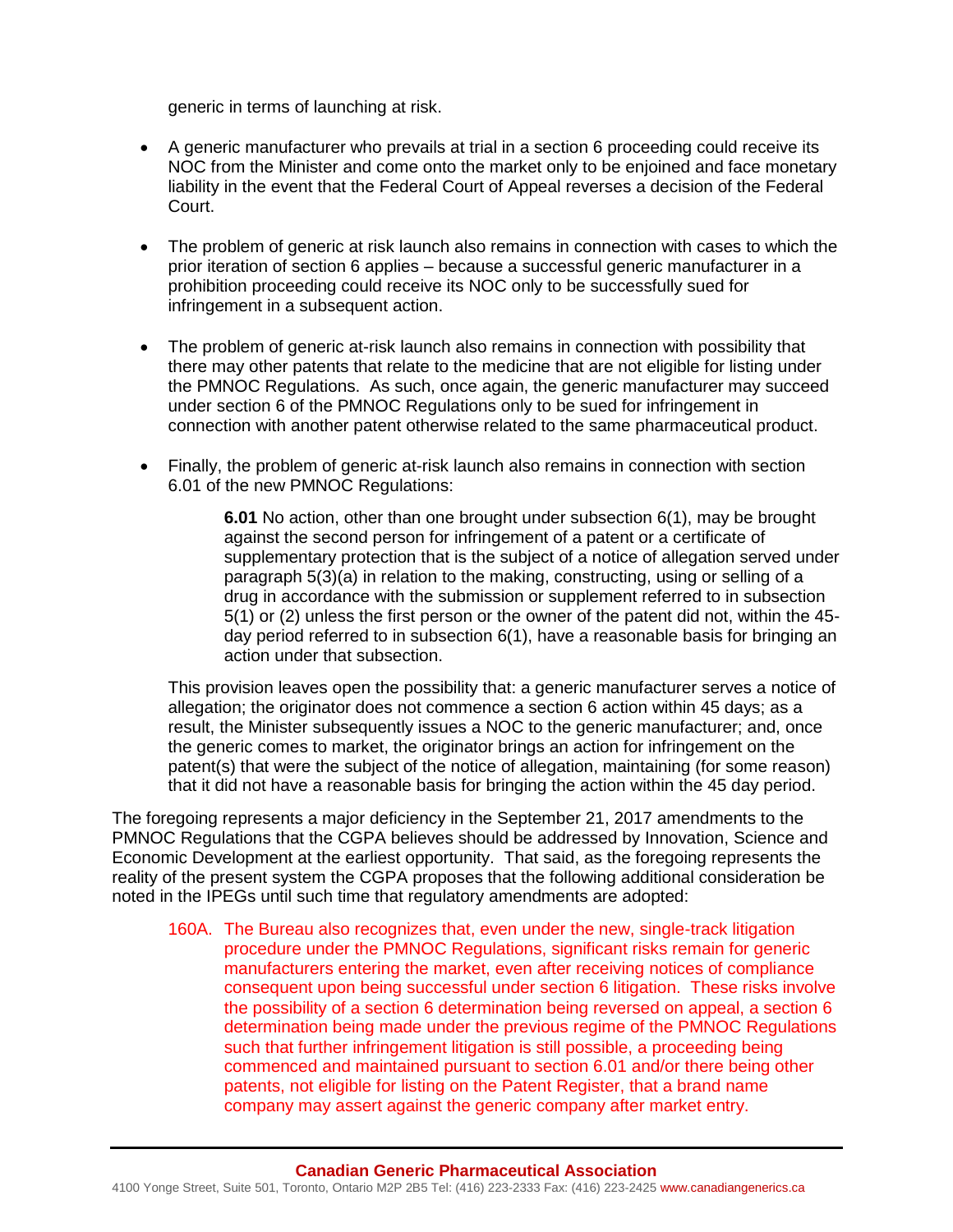generic in terms of launching at risk.

- A generic manufacturer who prevails at trial in a section 6 proceeding could receive its NOC from the Minister and come onto the market only to be enjoined and face monetary liability in the event that the Federal Court of Appeal reverses a decision of the Federal Court.

- The problem of generic at risk launch also remains in connection with cases to which the prior iteration of section 6 applies – because a successful generic manufacturer in a prohibition proceeding could receive its NOC only to be successfully sued for infringement in a subsequent action.

- The problem of generic at-risk launch also remains in connection with possibility that there may other patents that relate to the medicine that are not eligible for listing under the PMNOC Regulations. As such, once again, the generic manufacturer may succeed under section 6 of the PMNOC Regulations only to be sued for infringement in connection with another patent otherwise related to the same pharmaceutical product.

- Finally, the problem of generic at-risk launch also remains in connection with section 6.01 of the new PMNOC Regulations:

  > **6.01** No action, other than one brought under subsection 6(1), may be brought against the second person for infringement of a patent or a certificate of supplementary protection that is the subject of a notice of allegation served under paragraph 5(3)(a) in relation to the making, constructing, using or selling of a drug in accordance with the submission or supplement referred to in subsection 5(1) or (2) unless the first person or the owner of the patent did not, within the 45-day period referred to in subsection 6(1), have a reasonable basis for bringing an action under that subsection.

  This provision leaves open the possibility that: a generic manufacturer serves a notice of allegation; the originator does not commence a section 6 action within 45 days; as a result, the Minister subsequently issues a NOC to the generic manufacturer; and, once the generic comes to market, the originator brings an action for infringement on the patent(s) that were the subject of the notice of allegation, maintaining (for some reason) that it did not have a reasonable basis for bringing the action within the 45 day period.

The foregoing represents a major deficiency in the September 21, 2017 amendments to the PMNOC Regulations that the CGPA believes should be addressed by Innovation, Science and Economic Development at the earliest opportunity. That said, as the foregoing represents the reality of the present system the CGPA proposes that the following additional consideration be noted in the IPEGs until such time that regulatory amendments are adopted:

> 160A. The Bureau also recognizes that, even under the new, single-track litigation procedure under the PMNOC Regulations, significant risks remain for generic manufacturers entering the market, even after receiving notices of compliance consequent upon being successful under section 6 litigation. These risks involve the possibility of a section 6 determination being reversed on appeal, a section 6 determination being made under the previous regime of the PMNOC Regulations such that further infringement litigation is still possible, a proceeding being commenced and maintained pursuant to section 6.01 and/or there being other patents, not eligible for listing on the Patent Register, that a brand name company may assert against the generic company after market entry.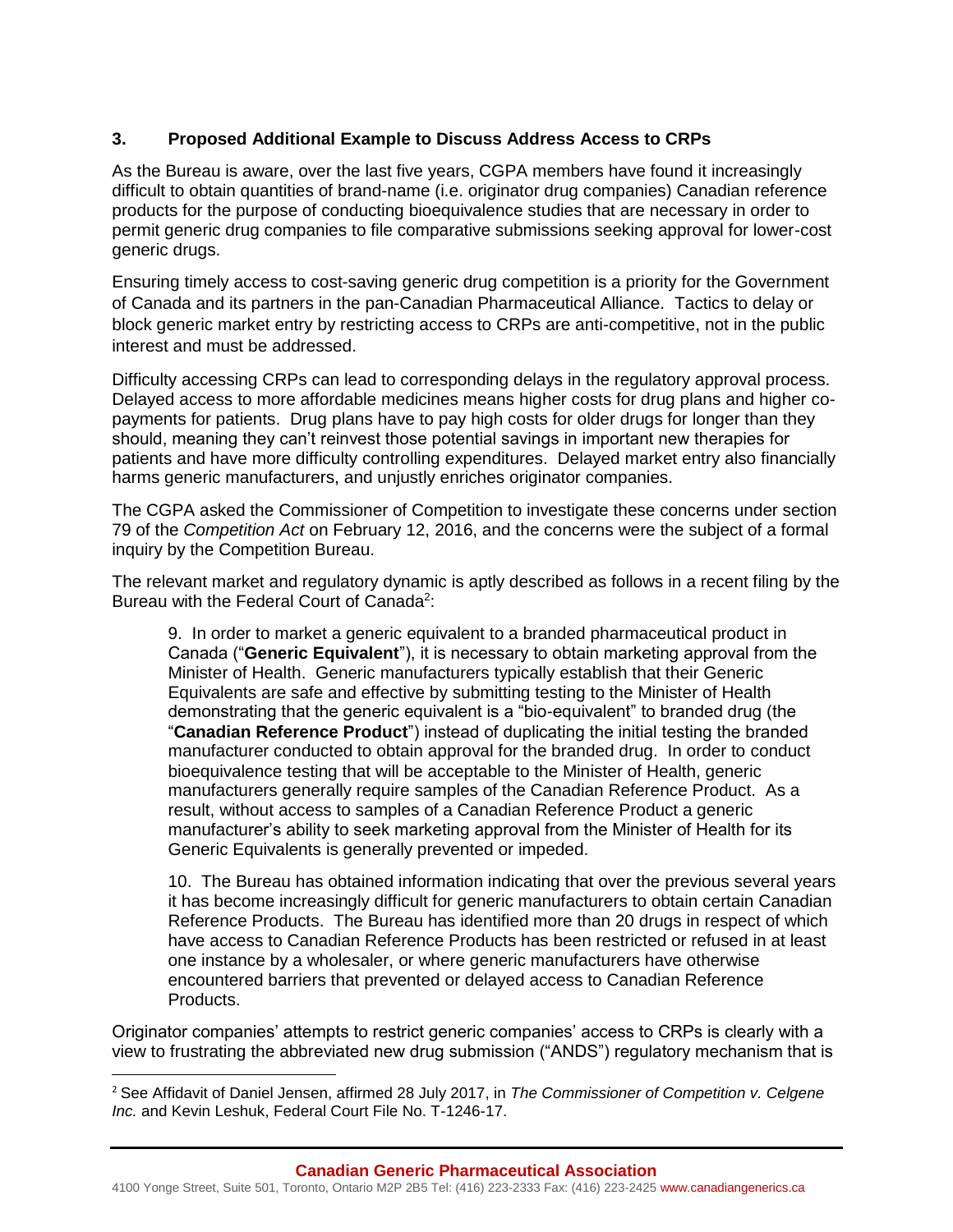### 3. Proposed Additional Example to Discuss Address Access to CRPs

As the Bureau is aware, over the last five years, CGPA members have found it increasingly difficult to obtain quantities of brand-name (i.e. originator drug companies) Canadian reference products for the purpose of conducting bioequivalence studies that are necessary in order to permit generic drug companies to file comparative submissions seeking approval for lower-cost generic drugs.

Ensuring timely access to cost-saving generic drug competition is a priority for the Government of Canada and its partners in the pan-Canadian Pharmaceutical Alliance. Tactics to delay or block generic market entry by restricting access to CRPs are anti-competitive, not in the public interest and must be addressed.

Difficulty accessing CRPs can lead to corresponding delays in the regulatory approval process. Delayed access to more affordable medicines means higher costs for drug plans and higher co-payments for patients. Drug plans have to pay high costs for older drugs for longer than they should, meaning they can't reinvest those potential savings in important new therapies for patients and have more difficulty controlling expenditures. Delayed market entry also financially harms generic manufacturers, and unjustly enriches originator companies.

The CGPA asked the Commissioner of Competition to investigate these concerns under section 79 of the *Competition Act* on February 12, 2016, and the concerns were the subject of a formal inquiry by the Competition Bureau.

The relevant market and regulatory dynamic is aptly described as follows in a recent filing by the Bureau with the Federal Court of Canada[2]:

> 9. In order to market a generic equivalent to a branded pharmaceutical product in Canada ("**Generic Equivalent**"), it is necessary to obtain marketing approval from the Minister of Health. Generic manufacturers typically establish that their Generic Equivalents are safe and effective by submitting testing to the Minister of Health demonstrating that the generic equivalent is a "bio-equivalent" to branded drug (the "**Canadian Reference Product**") instead of duplicating the initial testing the branded manufacturer conducted to obtain approval for the branded drug. In order to conduct bioequivalence testing that will be acceptable to the Minister of Health, generic manufacturers generally require samples of the Canadian Reference Product. As a result, without access to samples of a Canadian Reference Product a generic manufacturer's ability to seek marketing approval from the Minister of Health for its Generic Equivalents is generally prevented or impeded.
>
> 10. The Bureau has obtained information indicating that over the previous several years it has become increasingly difficult for generic manufacturers to obtain certain Canadian Reference Products. The Bureau has identified more than 20 drugs in respect of which have access to Canadian Reference Products has been restricted or refused in at least one instance by a wholesaler, or where generic manufacturers have otherwise encountered barriers that prevented or delayed access to Canadian Reference Products.

Originator companies' attempts to restrict generic companies' access to CRPs is clearly with a view to frustrating the abbreviated new drug submission ("ANDS") regulatory mechanism that is

[2] See Affidavit of Daniel Jensen, affirmed 28 July 2017, in *The Commissioner of Competition v. Celgene Inc.* and Kevin Leshuk, Federal Court File No. T-1246-17.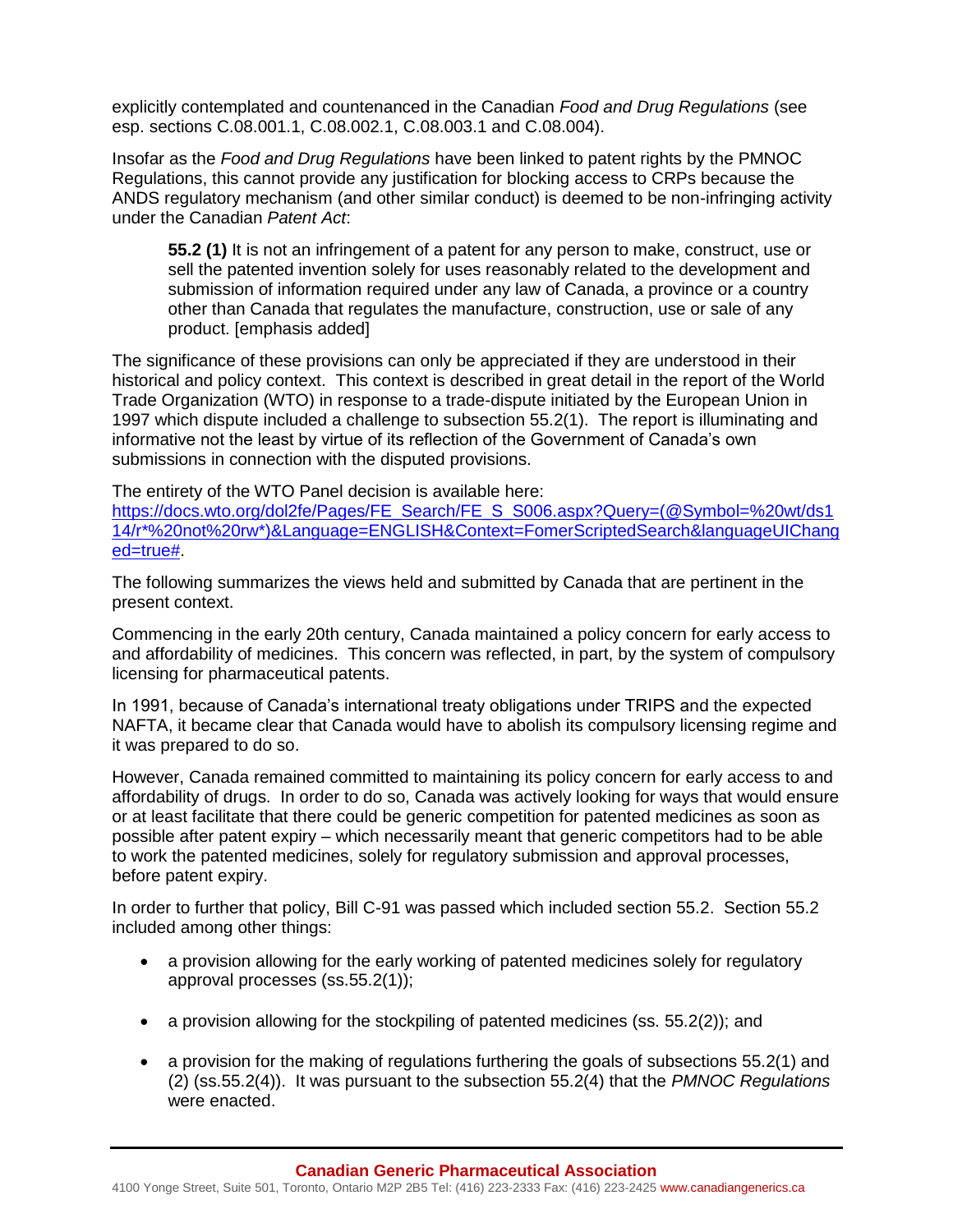explicitly contemplated and countenanced in the Canadian *Food and Drug Regulations* (see esp. sections C.08.001.1, C.08.002.1, C.08.003.1 and C.08.004).

Insofar as the *Food and Drug Regulations* have been linked to patent rights by the PMNOC Regulations, this cannot provide any justification for blocking access to CRPs because the ANDS regulatory mechanism (and other similar conduct) is deemed to be non-infringing activity under the Canadian *Patent Act*:

> **55.2 (1)** It is not an infringement of a patent for any person to make, construct, use or sell the patented invention solely for uses reasonably related to the development and submission of information required under any law of Canada, a province or a country other than Canada that regulates the manufacture, construction, use or sale of any product. [emphasis added]

The significance of these provisions can only be appreciated if they are understood in their historical and policy context. This context is described in great detail in the report of the World Trade Organization (WTO) in response to a trade-dispute initiated by the European Union in 1997 which dispute included a challenge to subsection 55.2(1). The report is illuminating and informative not the least by virtue of its reflection of the Government of Canada's own submissions in connection with the disputed provisions.

The entirety of the WTO Panel decision is available here: [https://docs.wto.org/dol2fe/Pages/FE_Search/FE_S_S006.aspx?Query=(@Symbol=%20wt/ds114/r*%20not%20rw*)&Language=ENGLISH&Context=FomerScriptedSearch&languageUIChanged=true#](https://docs.wto.org/dol2fe/Pages/FE_Search/FE_S_S006.aspx?Query=(@Symbol=%20wt/ds114/r*%20not%20rw*)&Language=ENGLISH&Context=FomerScriptedSearch&languageUIChanged=true#).

The following summarizes the views held and submitted by Canada that are pertinent in the present context.

Commencing in the early 20th century, Canada maintained a policy concern for early access to and affordability of medicines. This concern was reflected, in part, by the system of compulsory licensing for pharmaceutical patents.

In 1991, because of Canada's international treaty obligations under TRIPS and the expected NAFTA, it became clear that Canada would have to abolish its compulsory licensing regime and it was prepared to do so.

However, Canada remained committed to maintaining its policy concern for early access to and affordability of drugs. In order to do so, Canada was actively looking for ways that would ensure or at least facilitate that there could be generic competition for patented medicines as soon as possible after patent expiry – which necessarily meant that generic competitors had to be able to work the patented medicines, solely for regulatory submission and approval processes, before patent expiry.

In order to further that policy, Bill C-91 was passed which included section 55.2. Section 55.2 included among other things:

- a provision allowing for the early working of patented medicines solely for regulatory approval processes (ss.55.2(1));
- a provision allowing for the stockpiling of patented medicines (ss. 55.2(2)); and
- a provision for the making of regulations furthering the goals of subsections 55.2(1) and (2) (ss.55.2(4)). It was pursuant to the subsection 55.2(4) that the *PMNOC Regulations* were enacted.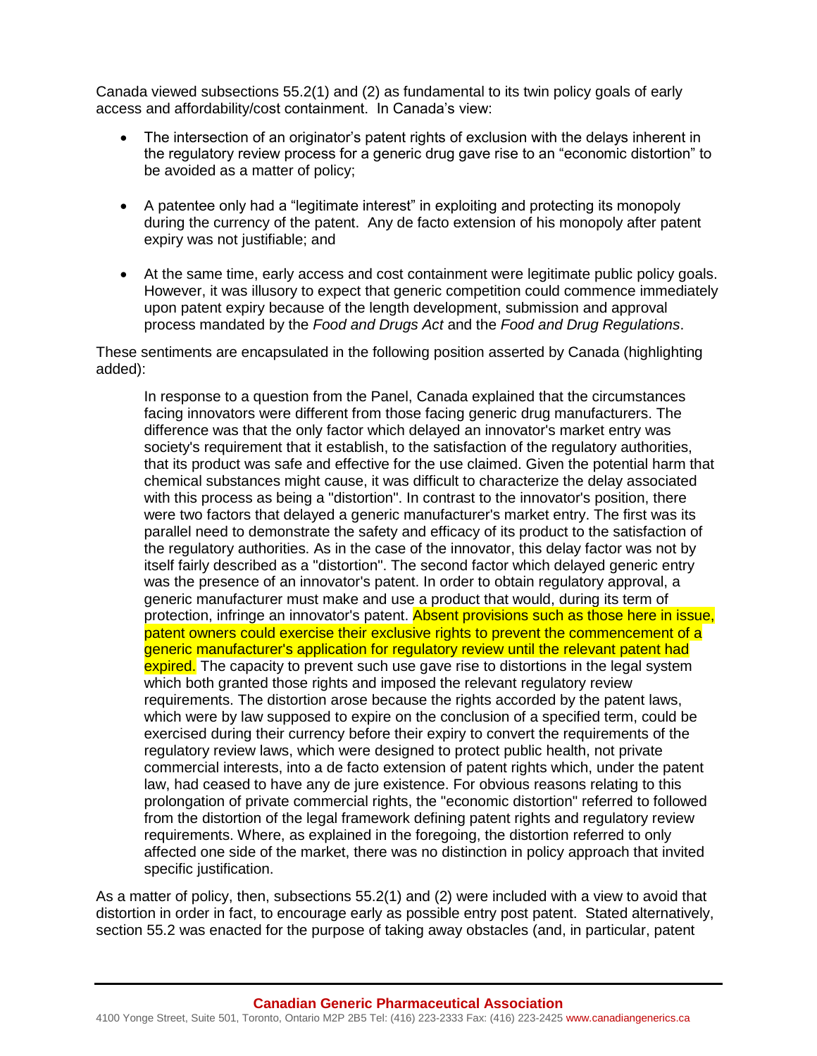Canada viewed subsections 55.2(1) and (2) as fundamental to its twin policy goals of early access and affordability/cost containment. In Canada's view:

- The intersection of an originator's patent rights of exclusion with the delays inherent in the regulatory review process for a generic drug gave rise to an "economic distortion" to be avoided as a matter of policy;
- A patentee only had a "legitimate interest" in exploiting and protecting its monopoly during the currency of the patent. Any de facto extension of his monopoly after patent expiry was not justifiable; and
- At the same time, early access and cost containment were legitimate public policy goals. However, it was illusory to expect that generic competition could commence immediately upon patent expiry because of the length development, submission and approval process mandated by the *Food and Drugs Act* and the *Food and Drug Regulations*.

These sentiments are encapsulated in the following position asserted by Canada (highlighting added):

> In response to a question from the Panel, Canada explained that the circumstances facing innovators were different from those facing generic drug manufacturers. The difference was that the only factor which delayed an innovator's market entry was society's requirement that it establish, to the satisfaction of the regulatory authorities, that its product was safe and effective for the use claimed. Given the potential harm that chemical substances might cause, it was difficult to characterize the delay associated with this process as being a "distortion". In contrast to the innovator's position, there were two factors that delayed a generic manufacturer's market entry. The first was its parallel need to demonstrate the safety and efficacy of its product to the satisfaction of the regulatory authorities. As in the case of the innovator, this delay factor was not by itself fairly described as a "distortion". The second factor which delayed generic entry was the presence of an innovator's patent. In order to obtain regulatory approval, a generic manufacturer must make and use a product that would, during its term of protection, infringe an innovator's patent. Absent provisions such as those here in issue, patent owners could exercise their exclusive rights to prevent the commencement of a generic manufacturer's application for regulatory review until the relevant patent had expired. The capacity to prevent such use gave rise to distortions in the legal system which both granted those rights and imposed the relevant regulatory review requirements. The distortion arose because the rights accorded by the patent laws, which were by law supposed to expire on the conclusion of a specified term, could be exercised during their currency before their expiry to convert the requirements of the regulatory review laws, which were designed to protect public health, not private commercial interests, into a de facto extension of patent rights which, under the patent law, had ceased to have any de jure existence. For obvious reasons relating to this prolongation of private commercial rights, the "economic distortion" referred to followed from the distortion of the legal framework defining patent rights and regulatory review requirements. Where, as explained in the foregoing, the distortion referred to only affected one side of the market, there was no distinction in policy approach that invited specific justification.

As a matter of policy, then, subsections 55.2(1) and (2) were included with a view to avoid that distortion in order in fact, to encourage early as possible entry post patent. Stated alternatively, section 55.2 was enacted for the purpose of taking away obstacles (and, in particular, patent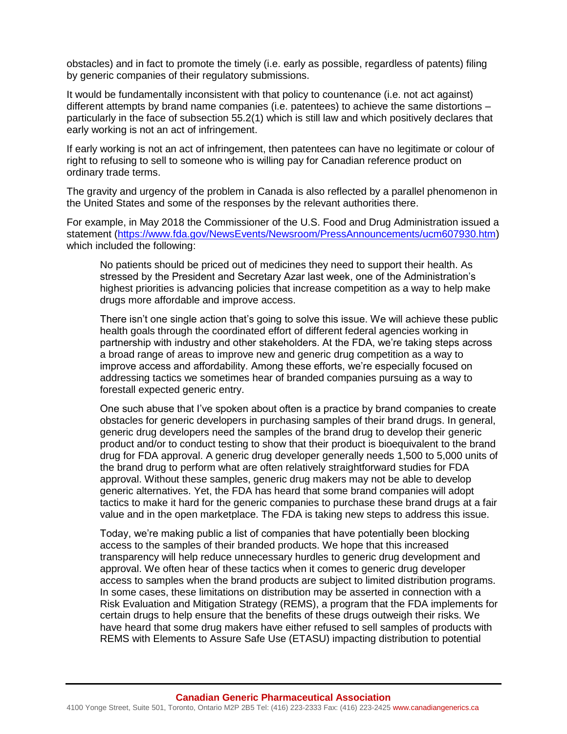obstacles) and in fact to promote the timely (i.e. early as possible, regardless of patents) filing by generic companies of their regulatory submissions.

It would be fundamentally inconsistent with that policy to countenance (i.e. not act against) different attempts by brand name companies (i.e. patentees) to achieve the same distortions – particularly in the face of subsection 55.2(1) which is still law and which positively declares that early working is not an act of infringement.

If early working is not an act of infringement, then patentees can have no legitimate or colour of right to refusing to sell to someone who is willing pay for Canadian reference product on ordinary trade terms.

The gravity and urgency of the problem in Canada is also reflected by a parallel phenomenon in the United States and some of the responses by the relevant authorities there.

For example, in May 2018 the Commissioner of the U.S. Food and Drug Administration issued a statement (https://www.fda.gov/NewsEvents/Newsroom/PressAnnouncements/ucm607930.htm) which included the following:

> No patients should be priced out of medicines they need to support their health. As stressed by the President and Secretary Azar last week, one of the Administration's highest priorities is advancing policies that increase competition as a way to help make drugs more affordable and improve access.
>
> There isn't one single action that's going to solve this issue. We will achieve these public health goals through the coordinated effort of different federal agencies working in partnership with industry and other stakeholders. At the FDA, we're taking steps across a broad range of areas to improve new and generic drug competition as a way to improve access and affordability. Among these efforts, we're especially focused on addressing tactics we sometimes hear of branded companies pursuing as a way to forestall expected generic entry.
>
> One such abuse that I've spoken about often is a practice by brand companies to create obstacles for generic developers in purchasing samples of their brand drugs. In general, generic drug developers need the samples of the brand drug to develop their generic product and/or to conduct testing to show that their product is bioequivalent to the brand drug for FDA approval. A generic drug developer generally needs 1,500 to 5,000 units of the brand drug to perform what are often relatively straightforward studies for FDA approval. Without these samples, generic drug makers may not be able to develop generic alternatives. Yet, the FDA has heard that some brand companies will adopt tactics to make it hard for the generic companies to purchase these brand drugs at a fair value and in the open marketplace. The FDA is taking new steps to address this issue.
>
> Today, we're making public a list of companies that have potentially been blocking access to the samples of their branded products. We hope that this increased transparency will help reduce unnecessary hurdles to generic drug development and approval. We often hear of these tactics when it comes to generic drug developer access to samples when the brand products are subject to limited distribution programs. In some cases, these limitations on distribution may be asserted in connection with a Risk Evaluation and Mitigation Strategy (REMS), a program that the FDA implements for certain drugs to help ensure that the benefits of these drugs outweigh their risks. We have heard that some drug makers have either refused to sell samples of products with REMS with Elements to Assure Safe Use (ETASU) impacting distribution to potential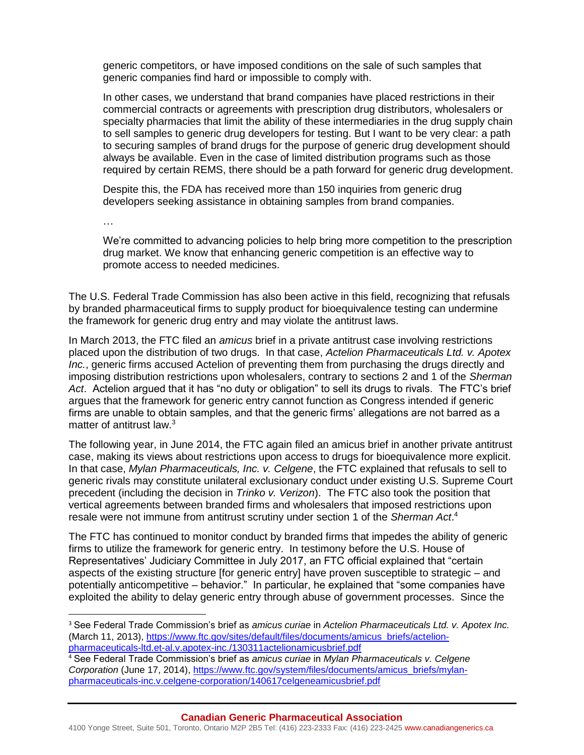> generic competitors, or have imposed conditions on the sale of such samples that generic companies find hard or impossible to comply with.
>
> In other cases, we understand that brand companies have placed restrictions in their commercial contracts or agreements with prescription drug distributors, wholesalers or specialty pharmacies that limit the ability of these intermediaries in the drug supply chain to sell samples to generic drug developers for testing. But I want to be very clear: a path to securing samples of brand drugs for the purpose of generic drug development should always be available. Even in the case of limited distribution programs such as those required by certain REMS, there should be a path forward for generic drug development.
>
> Despite this, the FDA has received more than 150 inquiries from generic drug developers seeking assistance in obtaining samples from brand companies.
>
> …
>
> We're committed to advancing policies to help bring more competition to the prescription drug market. We know that enhancing generic competition is an effective way to promote access to needed medicines.

The U.S. Federal Trade Commission has also been active in this field, recognizing that refusals by branded pharmaceutical firms to supply product for bioequivalence testing can undermine the framework for generic drug entry and may violate the antitrust laws.

In March 2013, the FTC filed an *amicus* brief in a private antitrust case involving restrictions placed upon the distribution of two drugs. In that case, *Actelion Pharmaceuticals Ltd. v. Apotex Inc.*, generic firms accused Actelion of preventing them from purchasing the drugs directly and imposing distribution restrictions upon wholesalers, contrary to sections 2 and 1 of the *Sherman Act*. Actelion argued that it has "no duty or obligation" to sell its drugs to rivals. The FTC's brief argues that the framework for generic entry cannot function as Congress intended if generic firms are unable to obtain samples, and that the generic firms' allegations are not barred as a matter of antitrust law.[3]

The following year, in June 2014, the FTC again filed an amicus brief in another private antitrust case, making its views about restrictions upon access to drugs for bioequivalence more explicit. In that case, *Mylan Pharmaceuticals, Inc. v. Celgene*, the FTC explained that refusals to sell to generic rivals may constitute unilateral exclusionary conduct under existing U.S. Supreme Court precedent (including the decision in *Trinko v. Verizon*). The FTC also took the position that vertical agreements between branded firms and wholesalers that imposed restrictions upon resale were not immune from antitrust scrutiny under section 1 of the *Sherman Act*.[4]

The FTC has continued to monitor conduct by branded firms that impedes the ability of generic firms to utilize the framework for generic entry. In testimony before the U.S. House of Representatives' Judiciary Committee in July 2017, an FTC official explained that "certain aspects of the existing structure [for generic entry] have proven susceptible to strategic – and potentially anticompetitive – behavior." In particular, he explained that "some companies have exploited the ability to delay generic entry through abuse of government processes. Since the

---

[3] See Federal Trade Commission's brief as *amicus curiae* in *Actelion Pharmaceuticals Ltd. v. Apotex Inc.* (March 11, 2013), https://www.ftc.gov/sites/default/files/documents/amicus_briefs/actelion-pharmaceuticals-ltd.et-al.v.apotex-inc./130311actelionamicusbrief.pdf

[4] See Federal Trade Commission's brief as *amicus curiae* in *Mylan Pharmaceuticals v. Celgene Corporation* (June 17, 2014), https://www.ftc.gov/system/files/documents/amicus_briefs/mylan-pharmaceuticals-inc.v.celgene-corporation/140617celgeneamicusbrief.pdf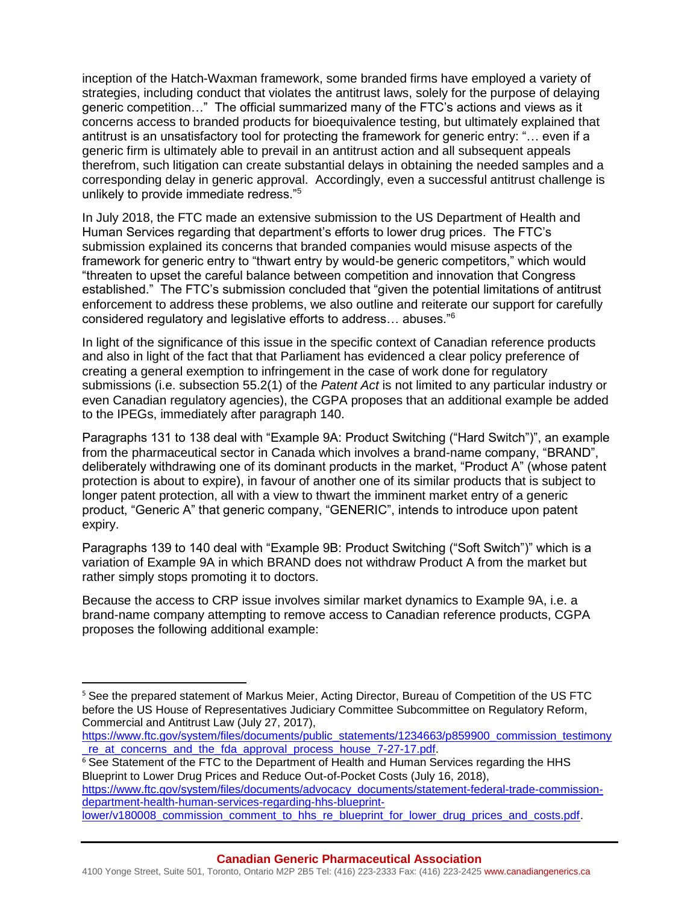inception of the Hatch-Waxman framework, some branded firms have employed a variety of strategies, including conduct that violates the antitrust laws, solely for the purpose of delaying generic competition…" The official summarized many of the FTC's actions and views as it concerns access to branded products for bioequivalence testing, but ultimately explained that antitrust is an unsatisfactory tool for protecting the framework for generic entry: "… even if a generic firm is ultimately able to prevail in an antitrust action and all subsequent appeals therefrom, such litigation can create substantial delays in obtaining the needed samples and a corresponding delay in generic approval. Accordingly, even a successful antitrust challenge is unlikely to provide immediate redress."[5]

In July 2018, the FTC made an extensive submission to the US Department of Health and Human Services regarding that department's efforts to lower drug prices. The FTC's submission explained its concerns that branded companies would misuse aspects of the framework for generic entry to "thwart entry by would-be generic competitors," which would "threaten to upset the careful balance between competition and innovation that Congress established." The FTC's submission concluded that "given the potential limitations of antitrust enforcement to address these problems, we also outline and reiterate our support for carefully considered regulatory and legislative efforts to address… abuses."[6]

In light of the significance of this issue in the specific context of Canadian reference products and also in light of the fact that that Parliament has evidenced a clear policy preference of creating a general exemption to infringement in the case of work done for regulatory submissions (i.e. subsection 55.2(1) of the *Patent Act* is not limited to any particular industry or even Canadian regulatory agencies), the CGPA proposes that an additional example be added to the IPEGs, immediately after paragraph 140.

Paragraphs 131 to 138 deal with "Example 9A: Product Switching ("Hard Switch")", an example from the pharmaceutical sector in Canada which involves a brand-name company, "BRAND", deliberately withdrawing one of its dominant products in the market, "Product A" (whose patent protection is about to expire), in favour of another one of its similar products that is subject to longer patent protection, all with a view to thwart the imminent market entry of a generic product, "Generic A" that generic company, "GENERIC", intends to introduce upon patent expiry.

Paragraphs 139 to 140 deal with "Example 9B: Product Switching ("Soft Switch")" which is a variation of Example 9A in which BRAND does not withdraw Product A from the market but rather simply stops promoting it to doctors.

Because the access to CRP issue involves similar market dynamics to Example 9A, i.e. a brand-name company attempting to remove access to Canadian reference products, CGPA proposes the following additional example:

---

[5] See the prepared statement of Markus Meier, Acting Director, Bureau of Competition of the US FTC before the US House of Representatives Judiciary Committee Subcommittee on Regulatory Reform, Commercial and Antitrust Law (July 27, 2017), https://www.ftc.gov/system/files/documents/public_statements/1234663/p859900_commission_testimony_re_at_concerns_and_the_fda_approval_process_house_7-27-17.pdf.

[6] See Statement of the FTC to the Department of Health and Human Services regarding the HHS Blueprint to Lower Drug Prices and Reduce Out-of-Pocket Costs (July 16, 2018), https://www.ftc.gov/system/files/documents/advocacy_documents/statement-federal-trade-commission-department-health-human-services-regarding-hhs-blueprint-lower/v180008_commission_comment_to_hhs_re_blueprint_for_lower_drug_prices_and_costs.pdf.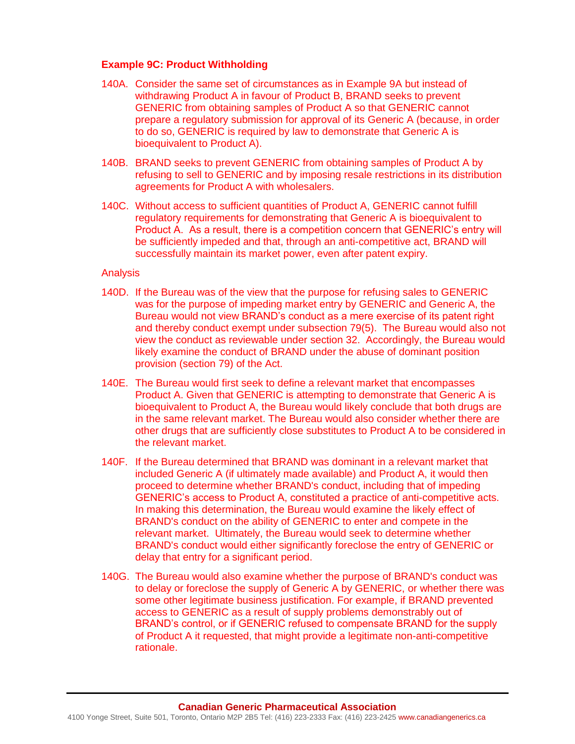### Example 9C: Product Withholding

140A. Consider the same set of circumstances as in Example 9A but instead of withdrawing Product A in favour of Product B, BRAND seeks to prevent GENERIC from obtaining samples of Product A so that GENERIC cannot prepare a regulatory submission for approval of its Generic A (because, in order to do so, GENERIC is required by law to demonstrate that Generic A is bioequivalent to Product A).

140B. BRAND seeks to prevent GENERIC from obtaining samples of Product A by refusing to sell to GENERIC and by imposing resale restrictions in its distribution agreements for Product A with wholesalers.

140C. Without access to sufficient quantities of Product A, GENERIC cannot fulfill regulatory requirements for demonstrating that Generic A is bioequivalent to Product A. As a result, there is a competition concern that GENERIC's entry will be sufficiently impeded and that, through an anti-competitive act, BRAND will successfully maintain its market power, even after patent expiry.

Analysis

140D. If the Bureau was of the view that the purpose for refusing sales to GENERIC was for the purpose of impeding market entry by GENERIC and Generic A, the Bureau would not view BRAND's conduct as a mere exercise of its patent right and thereby conduct exempt under subsection 79(5). The Bureau would also not view the conduct as reviewable under section 32. Accordingly, the Bureau would likely examine the conduct of BRAND under the abuse of dominant position provision (section 79) of the Act.

140E. The Bureau would first seek to define a relevant market that encompasses Product A. Given that GENERIC is attempting to demonstrate that Generic A is bioequivalent to Product A, the Bureau would likely conclude that both drugs are in the same relevant market. The Bureau would also consider whether there are other drugs that are sufficiently close substitutes to Product A to be considered in the relevant market.

140F. If the Bureau determined that BRAND was dominant in a relevant market that included Generic A (if ultimately made available) and Product A, it would then proceed to determine whether BRAND's conduct, including that of impeding GENERIC's access to Product A, constituted a practice of anti-competitive acts. In making this determination, the Bureau would examine the likely effect of BRAND's conduct on the ability of GENERIC to enter and compete in the relevant market. Ultimately, the Bureau would seek to determine whether BRAND's conduct would either significantly foreclose the entry of GENERIC or delay that entry for a significant period.

140G. The Bureau would also examine whether the purpose of BRAND's conduct was to delay or foreclose the supply of Generic A by GENERIC, or whether there was some other legitimate business justification. For example, if BRAND prevented access to GENERIC as a result of supply problems demonstrably out of BRAND's control, or if GENERIC refused to compensate BRAND for the supply of Product A it requested, that might provide a legitimate non-anti-competitive rationale.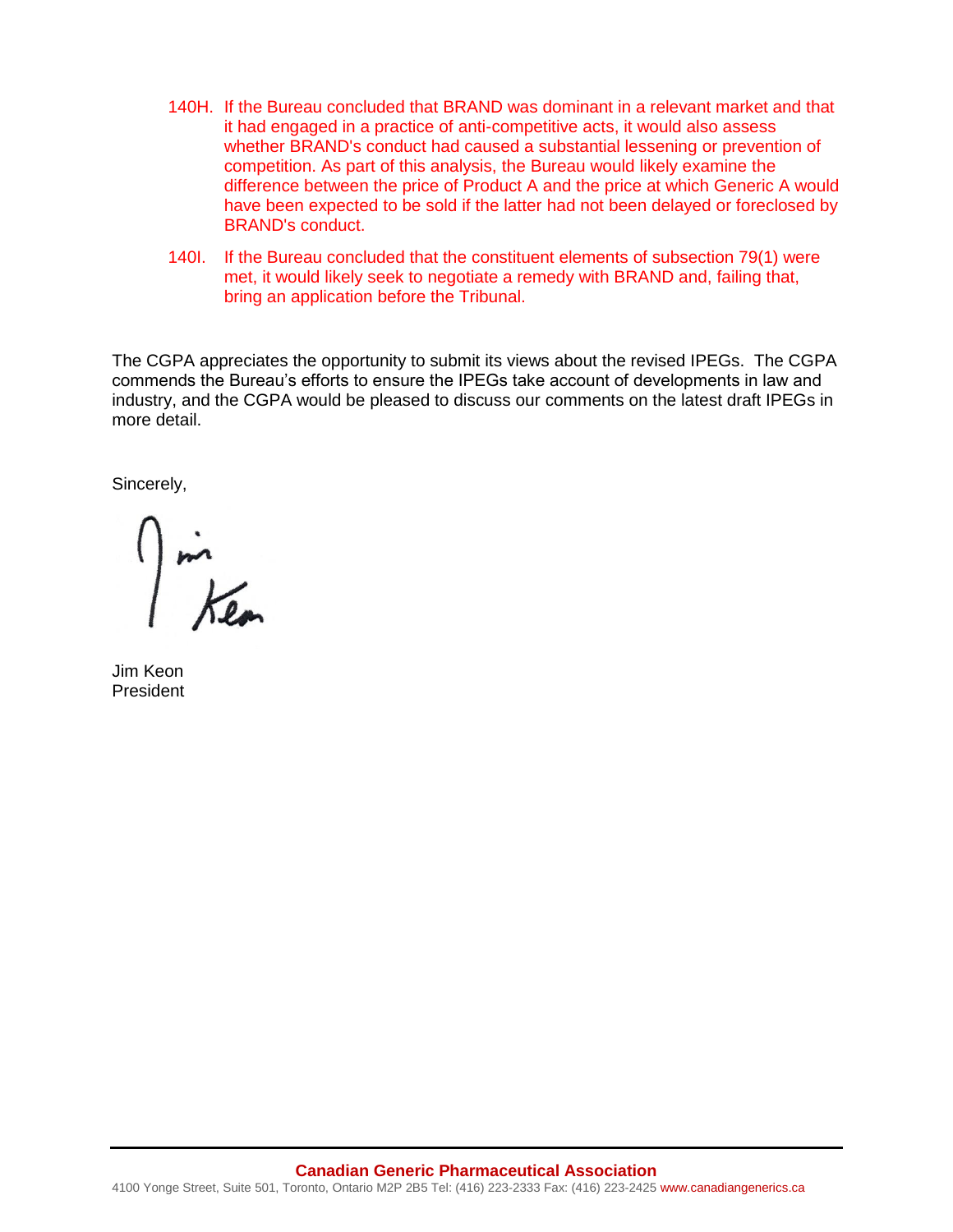140H. If the Bureau concluded that BRAND was dominant in a relevant market and that it had engaged in a practice of anti-competitive acts, it would also assess whether BRAND's conduct had caused a substantial lessening or prevention of competition. As part of this analysis, the Bureau would likely examine the difference between the price of Product A and the price at which Generic A would have been expected to be sold if the latter had not been delayed or foreclosed by BRAND's conduct.

140I. If the Bureau concluded that the constituent elements of subsection 79(1) were met, it would likely seek to negotiate a remedy with BRAND and, failing that, bring an application before the Tribunal.

The CGPA appreciates the opportunity to submit its views about the revised IPEGs. The CGPA commends the Bureau's efforts to ensure the IPEGs take account of developments in law and industry, and the CGPA would be pleased to discuss our comments on the latest draft IPEGs in more detail.

Sincerely,

Jim Keon
President